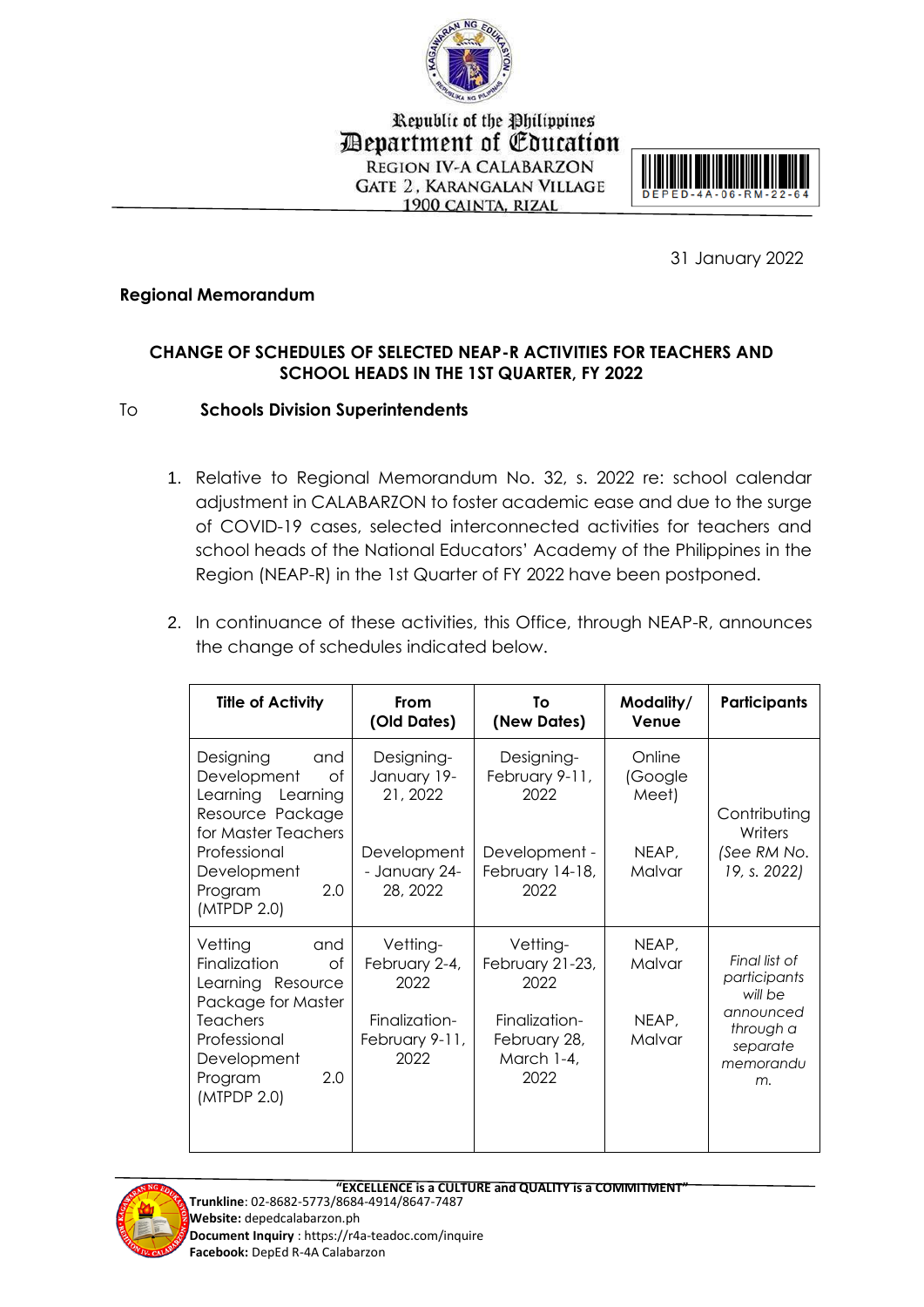Republic of the Philippines
Department of Education
REGION IV-A CALABARZON
GATE 2, KARANGALAN VILLAGE
1900 CAINTA, RIZAL

DEPED-4A-06-RM-22-64

31 January 2022

**Regional Memorandum**

**CHANGE OF SCHEDULES OF SELECTED NEAP-R ACTIVITIES FOR TEACHERS AND SCHOOL HEADS IN THE 1ST QUARTER, FY 2022**

To **Schools Division Superintendents**

1. Relative to Regional Memorandum No. 32, s. 2022 re: school calendar adjustment in CALABARZON to foster academic ease and due to the surge of COVID-19 cases, selected interconnected activities for teachers and school heads of the National Educators' Academy of the Philippines in the Region (NEAP-R) in the 1st Quarter of FY 2022 have been postponed.

2. In continuance of these activities, this Office, through NEAP-R, announces the change of schedules indicated below.

| Title of Activity | From (Old Dates) | To (New Dates) | Modality/ Venue | Participants |
|---|---|---|---|---|
| Designing and Development of Learning Learning Resource Package for Master Teachers Professional Development Program 2.0 (MTPDP 2.0) | Designing- January 19-21, 2022<br><br>Development - January 24-28, 2022 | Designing- February 9-11, 2022<br><br>Development - February 14-18, 2022 | Online (Google Meet)<br><br>NEAP, Malvar | Contributing Writers *(See RM No. 19, s. 2022)* |
| Vetting and Finalization of Learning Resource Package for Master Teachers Professional Development Program 2.0 (MTPDP 2.0) | Vetting- February 2-4, 2022<br><br>Finalization- February 9-11, 2022 | Vetting- February 21-23, 2022<br><br>Finalization- February 28, March 1-4, 2022 | NEAP, Malvar<br><br>NEAP, Malvar | *Final list of participants will be announced through a separate memorandum.* |

"EXCELLENCE is a CULTURE and QUALITY is a COMMITMENT"

**Trunkline**: 02-8682-5773/8684-4914/8647-7487
**Website:** depedcalabarzon.ph
**Document Inquiry** : https://r4a-teadoc.com/inquire
**Facebook:** DepEd R-4A Calabarzon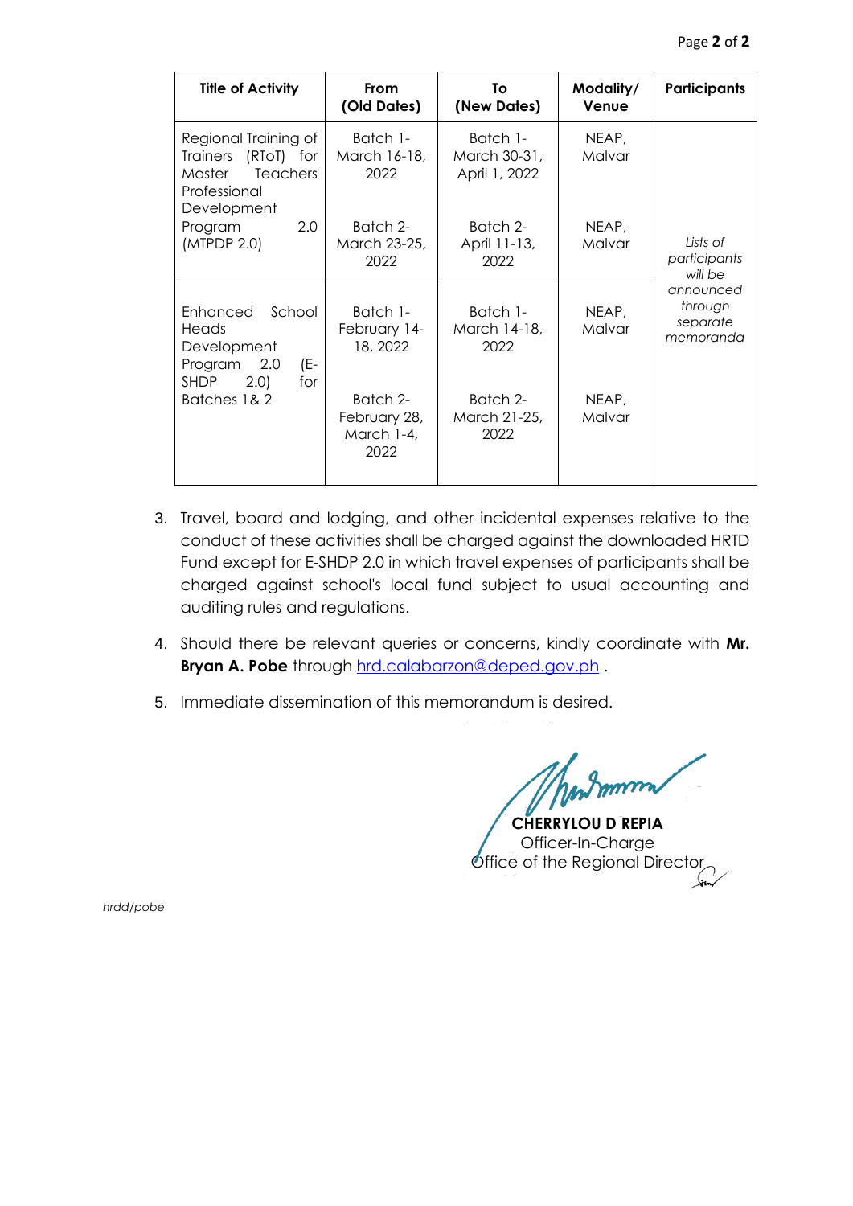| Title of Activity | From (Old Dates) | To (New Dates) | Modality/ Venue | Participants |
| --- | --- | --- | --- | --- |
| Regional Training of Trainers (RToT) for Master Teachers Professional Development Program 2.0 (MTPDP 2.0) | Batch 1- March 16-18, 2022<br><br>Batch 2- March 23-25, 2022 | Batch 1- March 30-31, April 1, 2022<br><br>Batch 2- April 11-13, 2022 | NEAP, Malvar<br><br>NEAP, Malvar | *Lists of participants will be announced through separate memoranda* |
| Enhanced School Heads Development Program 2.0 (E-SHDP 2.0) for Batches 1& 2 | Batch 1- February 14-18, 2022<br><br>Batch 2- February 28, March 1-4, 2022 | Batch 1- March 14-18, 2022<br><br>Batch 2- March 21-25, 2022 | NEAP, Malvar<br><br>NEAP, Malvar | |

3. Travel, board and lodging, and other incidental expenses relative to the conduct of these activities shall be charged against the downloaded HRTD Fund except for E-SHDP 2.0 in which travel expenses of participants shall be charged against school's local fund subject to usual accounting and auditing rules and regulations.

4. Should there be relevant queries or concerns, kindly coordinate with **Mr. Bryan A. Pobe** through hrd.calabarzon@deped.gov.ph .

5. Immediate dissemination of this memorandum is desired.

**CHERRYLOU D REPIA**
Officer-In-Charge
Office of the Regional Director

*hrdd/pobe*